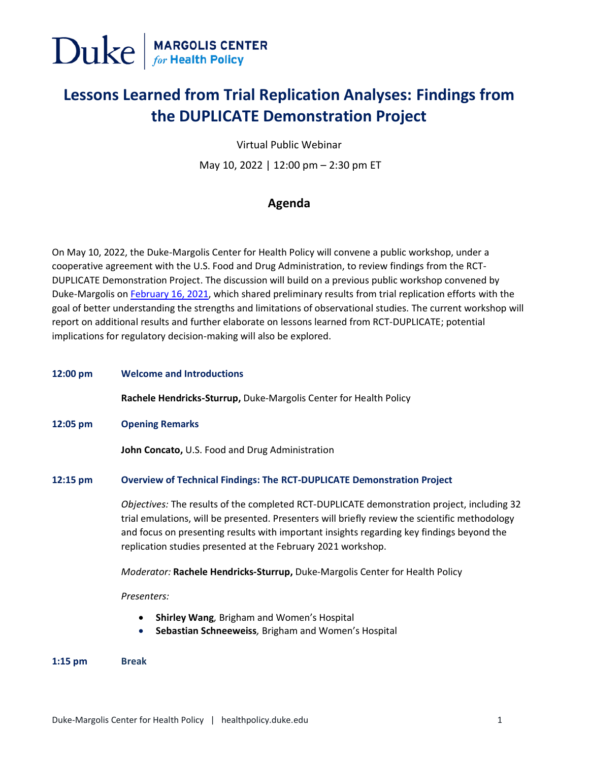Duke | MARGOLIS CENTER *for* Health Policy

# Lessons Learned from Trial Replication Analyses: Findings from the DUPLICATE Demonstration Project

Virtual Public Webinar

May 10, 2022 | 12:00 pm – 2:30 pm ET

## Agenda

On May 10, 2022, the Duke-Margolis Center for Health Policy will convene a public workshop, under a cooperative agreement with the U.S. Food and Drug Administration, to review findings from the RCT-DUPLICATE Demonstration Project. The discussion will build on a previous public workshop convened by Duke-Margolis on February 16, 2021, which shared preliminary results from trial replication efforts with the goal of better understanding the strengths and limitations of observational studies. The current workshop will report on additional results and further elaborate on lessons learned from RCT-DUPLICATE; potential implications for regulatory decision-making will also be explored.

**12:00 pm** **Welcome and Introductions**

**Rachele Hendricks-Sturrup,** Duke-Margolis Center for Health Policy

**12:05 pm** **Opening Remarks**

**John Concato,** U.S. Food and Drug Administration

**12:15 pm** **Overview of Technical Findings: The RCT-DUPLICATE Demonstration Project**

*Objectives:* The results of the completed RCT-DUPLICATE demonstration project, including 32 trial emulations, will be presented. Presenters will briefly review the scientific methodology and focus on presenting results with important insights regarding key findings beyond the replication studies presented at the February 2021 workshop.

*Moderator:* **Rachele Hendricks-Sturrup,** Duke-Margolis Center for Health Policy

*Presenters:*

- **Shirley Wang***,* Brigham and Women's Hospital
- **Sebastian Schneeweiss***,* Brigham and Women's Hospital

**1:15 pm** **Break**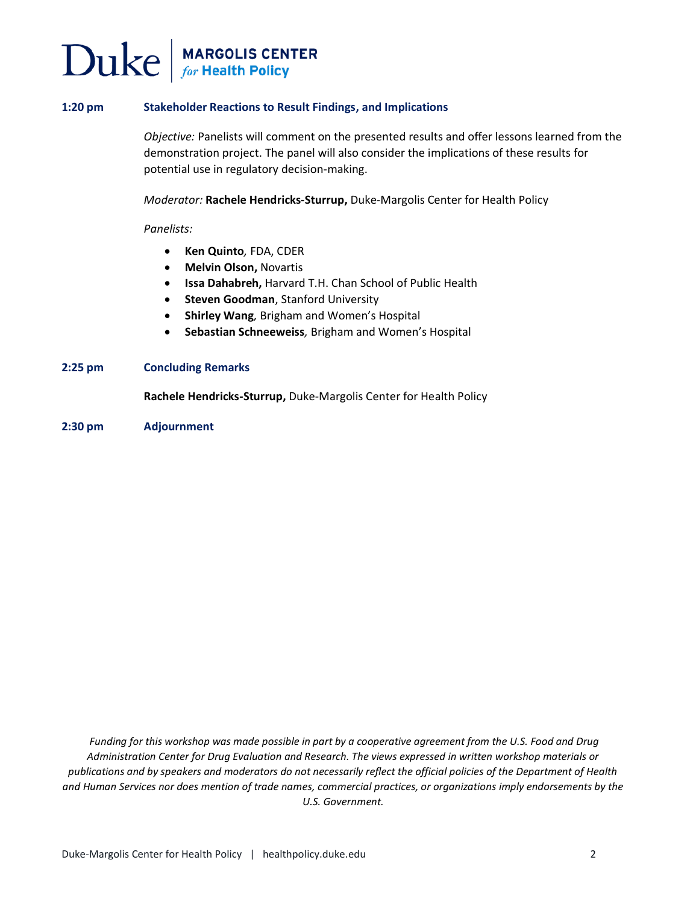**1:20 pm** **Stakeholder Reactions to Result Findings, and Implications**

*Objective:* Panelists will comment on the presented results and offer lessons learned from the demonstration project. The panel will also consider the implications of these results for potential use in regulatory decision-making.

*Moderator:* **Rachele Hendricks-Sturrup,** Duke-Margolis Center for Health Policy

*Panelists:*

- **Ken Quinto***,* FDA, CDER
- **Melvin Olson,** Novartis
- **Issa Dahabreh,** Harvard T.H. Chan School of Public Health
- **Steven Goodman**, Stanford University
- **Shirley Wang***,* Brigham and Women's Hospital
- **Sebastian Schneeweiss***,* Brigham and Women's Hospital

**2:25 pm** **Concluding Remarks**

**Rachele Hendricks-Sturrup,** Duke-Margolis Center for Health Policy

**2:30 pm** **Adjournment**

*Funding for this workshop was made possible in part by a cooperative agreement from the U.S. Food and Drug Administration Center for Drug Evaluation and Research. The views expressed in written workshop materials or publications and by speakers and moderators do not necessarily reflect the official policies of the Department of Health and Human Services nor does mention of trade names, commercial practices, or organizations imply endorsements by the U.S. Government.*